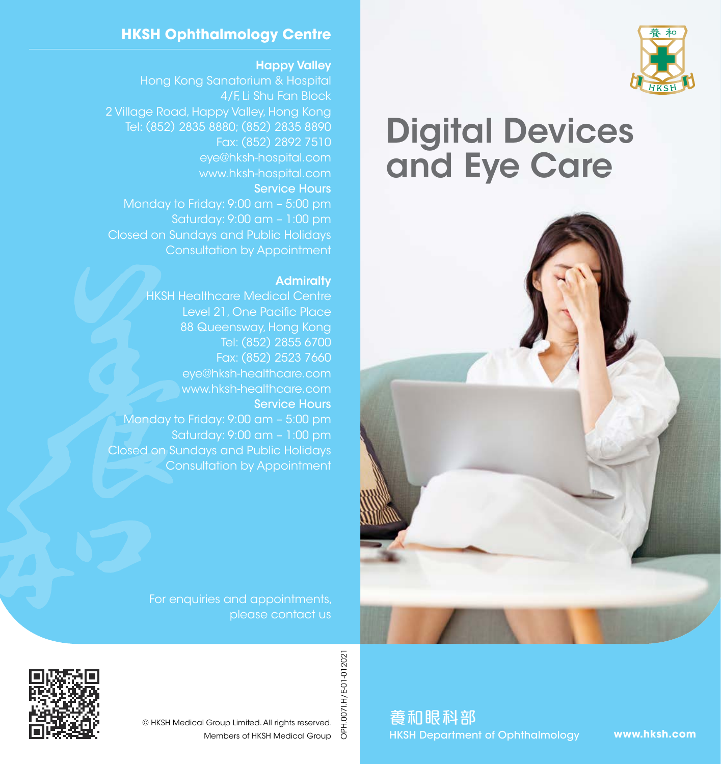# Digital Devices and Eye Care

養和眼科部
HKSH Department of Ophthalmology

www.hksh.com

## HKSH Ophthalmology Centre

**Happy Valley**

Hong Kong Sanatorium & Hospital
4/F, Li Shu Fan Block
2 Village Road, Happy Valley, Hong Kong
Tel: (852) 2835 8880; (852) 2835 8890
Fax: (852) 2892 7510
eye@hksh-hospital.com
www.hksh-hospital.com

**Service Hours**

Monday to Friday: 9:00 am – 5:00 pm
Saturday: 9:00 am – 1:00 pm
Closed on Sundays and Public Holidays
Consultation by Appointment

**Admiralty**

HKSH Healthcare Medical Centre
Level 21, One Pacific Place
88 Queensway, Hong Kong
Tel: (852) 2855 6700
Fax: (852) 2523 7660
eye@hksh-healthcare.com
www.hksh-healthcare.com

**Service Hours**

Monday to Friday: 9:00 am – 5:00 pm
Saturday: 9:00 am – 1:00 pm
Closed on Sundays and Public Holidays
Consultation by Appointment

For enquiries and appointments, please contact us

© HKSH Medical Group Limited. All rights reserved.
Members of HKSH Medical Group

OPH.007I.H/E-01-012021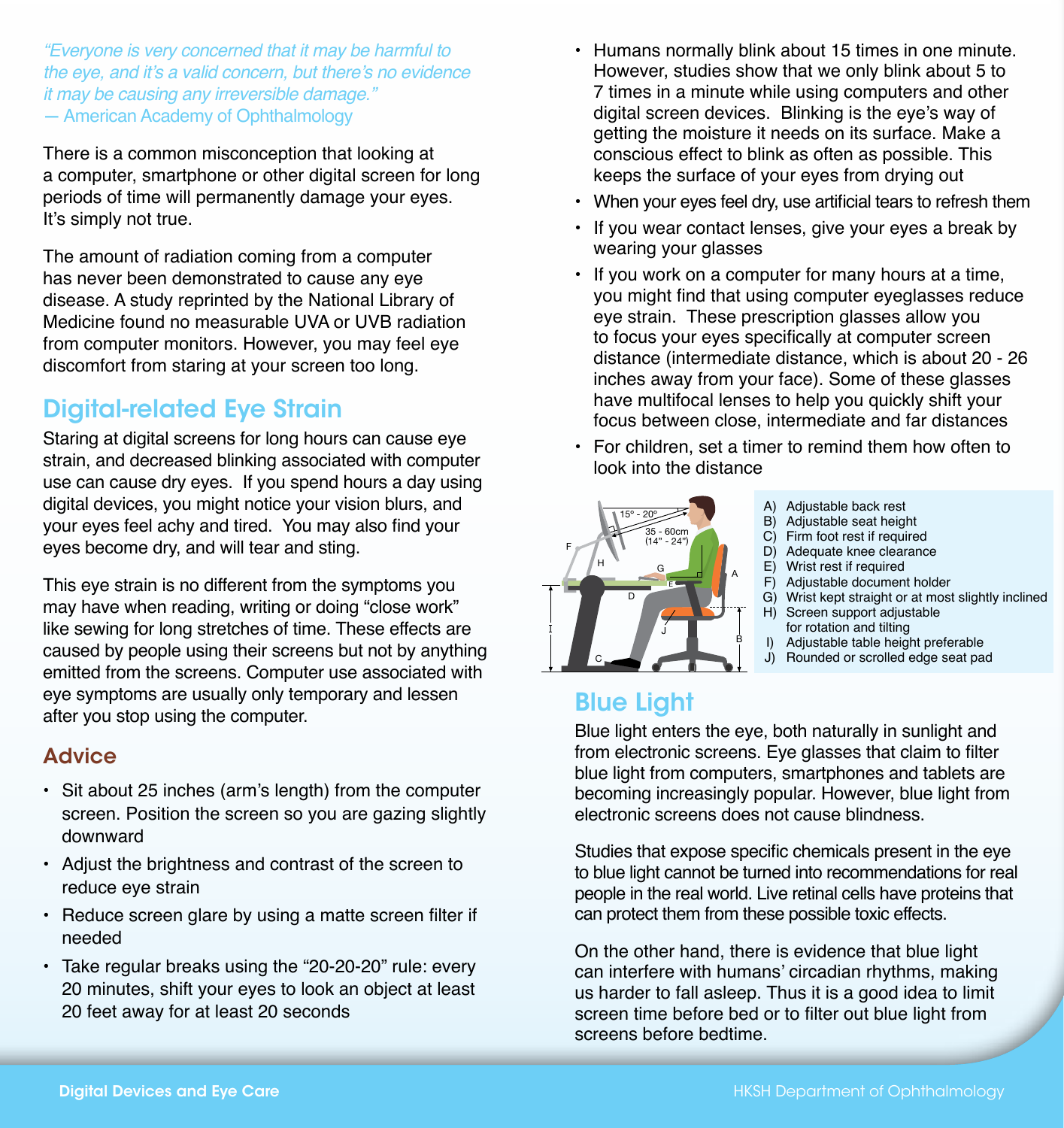*"Everyone is very concerned that it may be harmful to the eye, and it's a valid concern, but there's no evidence it may be causing any irreversible damage."*
— American Academy of Ophthalmology

There is a common misconception that looking at a computer, smartphone or other digital screen for long periods of time will permanently damage your eyes. It's simply not true.

The amount of radiation coming from a computer has never been demonstrated to cause any eye disease. A study reprinted by the National Library of Medicine found no measurable UVA or UVB radiation from computer monitors. However, you may feel eye discomfort from staring at your screen too long.

## Digital-related Eye Strain

Staring at digital screens for long hours can cause eye strain, and decreased blinking associated with computer use can cause dry eyes. If you spend hours a day using digital devices, you might notice your vision blurs, and your eyes feel achy and tired. You may also find your eyes become dry, and will tear and sting.

This eye strain is no different from the symptoms you may have when reading, writing or doing "close work" like sewing for long stretches of time. These effects are caused by people using their screens but not by anything emitted from the screens. Computer use associated with eye symptoms are usually only temporary and lessen after you stop using the computer.

### Advice

- Sit about 25 inches (arm's length) from the computer screen. Position the screen so you are gazing slightly downward
- Adjust the brightness and contrast of the screen to reduce eye strain
- Reduce screen glare by using a matte screen filter if needed
- Take regular breaks using the "20-20-20" rule: every 20 minutes, shift your eyes to look an object at least 20 feet away for at least 20 seconds
- Humans normally blink about 15 times in one minute. However, studies show that we only blink about 5 to 7 times in a minute while using computers and other digital screen devices. Blinking is the eye's way of getting the moisture it needs on its surface. Make a conscious effect to blink as often as possible. This keeps the surface of your eyes from drying out
- When your eyes feel dry, use artificial tears to refresh them
- If you wear contact lenses, give your eyes a break by wearing your glasses
- If you work on a computer for many hours at a time, you might find that using computer eyeglasses reduce eye strain. These prescription glasses allow you to focus your eyes specifically at computer screen distance (intermediate distance, which is about 20 - 26 inches away from your face). Some of these glasses have multifocal lenses to help you quickly shift your focus between close, intermediate and far distances
- For children, set a timer to remind them how often to look into the distance

15° - 20°
35 - 60cm (14" - 24")

A) Adjustable back rest
B) Adjustable seat height
C) Firm foot rest if required
D) Adequate knee clearance
E) Wrist rest if required
F) Adjustable document holder
G) Wrist kept straight or at most slightly inclined
H) Screen support adjustable for rotation and tilting
I) Adjustable table height preferable
J) Rounded or scrolled edge seat pad

## Blue Light

Blue light enters the eye, both naturally in sunlight and from electronic screens. Eye glasses that claim to filter blue light from computers, smartphones and tablets are becoming increasingly popular. However, blue light from electronic screens does not cause blindness.

Studies that expose specific chemicals present in the eye to blue light cannot be turned into recommendations for real people in the real world. Live retinal cells have proteins that can protect them from these possible toxic effects.

On the other hand, there is evidence that blue light can interfere with humans' circadian rhythms, making us harder to fall asleep. Thus it is a good idea to limit screen time before bed or to filter out blue light from screens before bedtime.